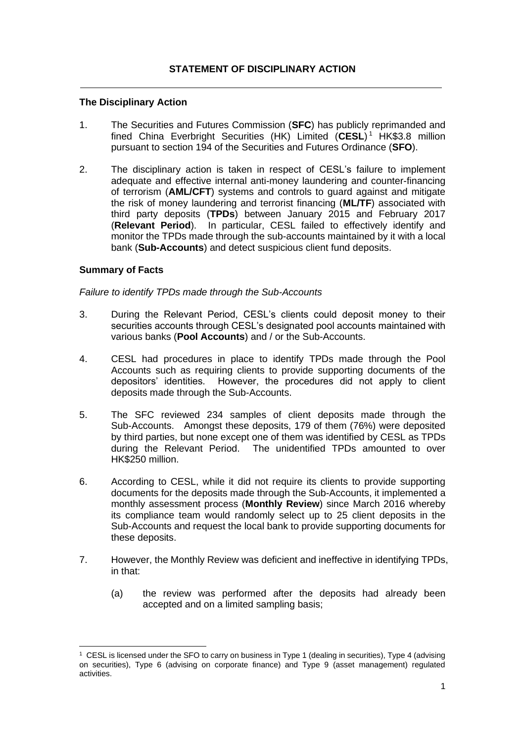# STATEMENT OF DISCIPLINARY ACTION

## The Disciplinary Action

1. The Securities and Futures Commission (**SFC**) has publicly reprimanded and fined China Everbright Securities (HK) Limited (**CESL**)[1] HK$3.8 million pursuant to section 194 of the Securities and Futures Ordinance (**SFO**).

2. The disciplinary action is taken in respect of CESL's failure to implement adequate and effective internal anti-money laundering and counter-financing of terrorism (**AML/CFT**) systems and controls to guard against and mitigate the risk of money laundering and terrorist financing (**ML/TF**) associated with third party deposits (**TPDs**) between January 2015 and February 2017 (**Relevant Period**). In particular, CESL failed to effectively identify and monitor the TPDs made through the sub-accounts maintained by it with a local bank (**Sub-Accounts**) and detect suspicious client fund deposits.

## Summary of Facts

*Failure to identify TPDs made through the Sub-Accounts*

3. During the Relevant Period, CESL's clients could deposit money to their securities accounts through CESL's designated pool accounts maintained with various banks (**Pool Accounts**) and / or the Sub-Accounts.

4. CESL had procedures in place to identify TPDs made through the Pool Accounts such as requiring clients to provide supporting documents of the depositors' identities. However, the procedures did not apply to client deposits made through the Sub-Accounts.

5. The SFC reviewed 234 samples of client deposits made through the Sub-Accounts. Amongst these deposits, 179 of them (76%) were deposited by third parties, but none except one of them was identified by CESL as TPDs during the Relevant Period. The unidentified TPDs amounted to over HK$250 million.

6. According to CESL, while it did not require its clients to provide supporting documents for the deposits made through the Sub-Accounts, it implemented a monthly assessment process (**Monthly Review**) since March 2016 whereby its compliance team would randomly select up to 25 client deposits in the Sub-Accounts and request the local bank to provide supporting documents for these deposits.

7. However, the Monthly Review was deficient and ineffective in identifying TPDs, in that:

   (a) the review was performed after the deposits had already been accepted and on a limited sampling basis;

---

[1] CESL is licensed under the SFO to carry on business in Type 1 (dealing in securities), Type 4 (advising on securities), Type 6 (advising on corporate finance) and Type 9 (asset management) regulated activities.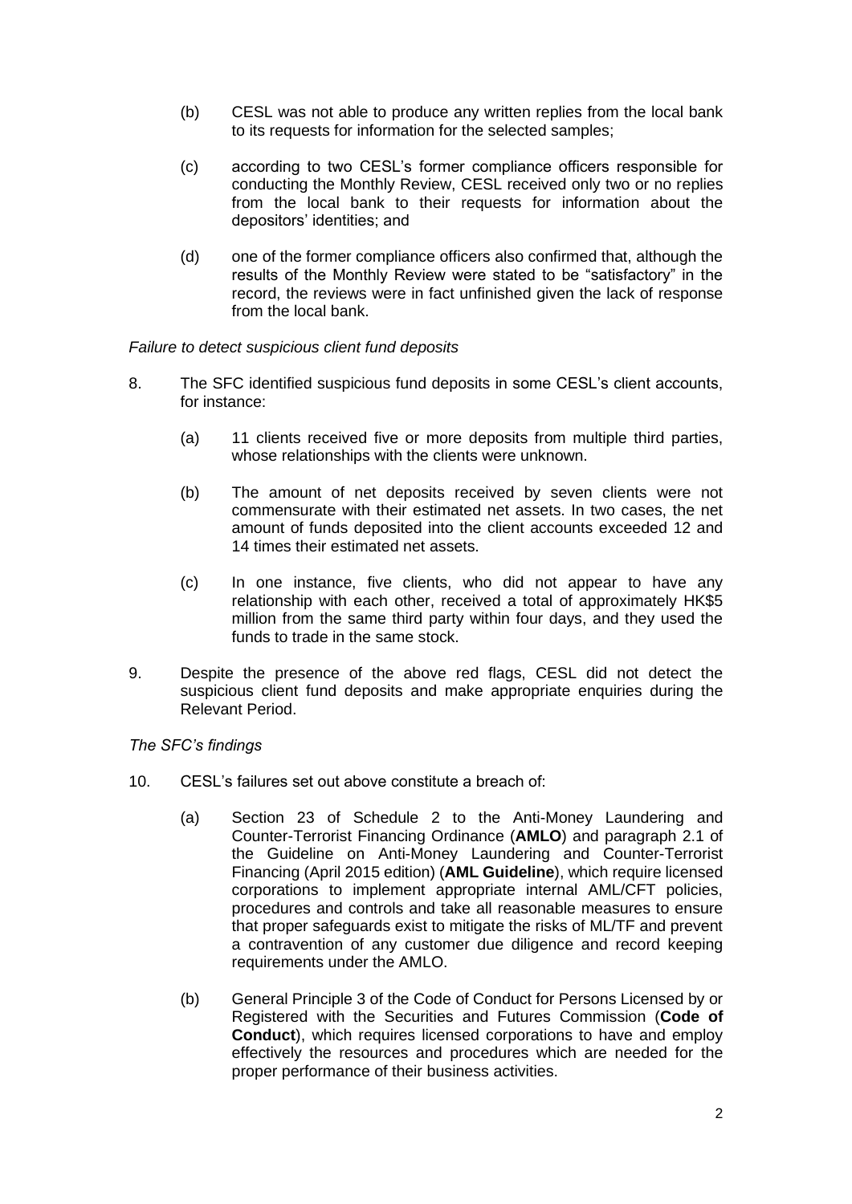(b) CESL was not able to produce any written replies from the local bank to its requests for information for the selected samples;

(c) according to two CESL's former compliance officers responsible for conducting the Monthly Review, CESL received only two or no replies from the local bank to their requests for information about the depositors' identities; and

(d) one of the former compliance officers also confirmed that, although the results of the Monthly Review were stated to be "satisfactory" in the record, the reviews were in fact unfinished given the lack of response from the local bank.

*Failure to detect suspicious client fund deposits*

8. The SFC identified suspicious fund deposits in some CESL's client accounts, for instance:

   (a) 11 clients received five or more deposits from multiple third parties, whose relationships with the clients were unknown.

   (b) The amount of net deposits received by seven clients were not commensurate with their estimated net assets. In two cases, the net amount of funds deposited into the client accounts exceeded 12 and 14 times their estimated net assets.

   (c) In one instance, five clients, who did not appear to have any relationship with each other, received a total of approximately HK$5 million from the same third party within four days, and they used the funds to trade in the same stock.

9. Despite the presence of the above red flags, CESL did not detect the suspicious client fund deposits and make appropriate enquiries during the Relevant Period.

*The SFC's findings*

10. CESL's failures set out above constitute a breach of:

    (a) Section 23 of Schedule 2 to the Anti-Money Laundering and Counter-Terrorist Financing Ordinance (**AMLO**) and paragraph 2.1 of the Guideline on Anti-Money Laundering and Counter-Terrorist Financing (April 2015 edition) (**AML Guideline**), which require licensed corporations to implement appropriate internal AML/CFT policies, procedures and controls and take all reasonable measures to ensure that proper safeguards exist to mitigate the risks of ML/TF and prevent a contravention of any customer due diligence and record keeping requirements under the AMLO.

    (b) General Principle 3 of the Code of Conduct for Persons Licensed by or Registered with the Securities and Futures Commission (**Code of Conduct**), which requires licensed corporations to have and employ effectively the resources and procedures which are needed for the proper performance of their business activities.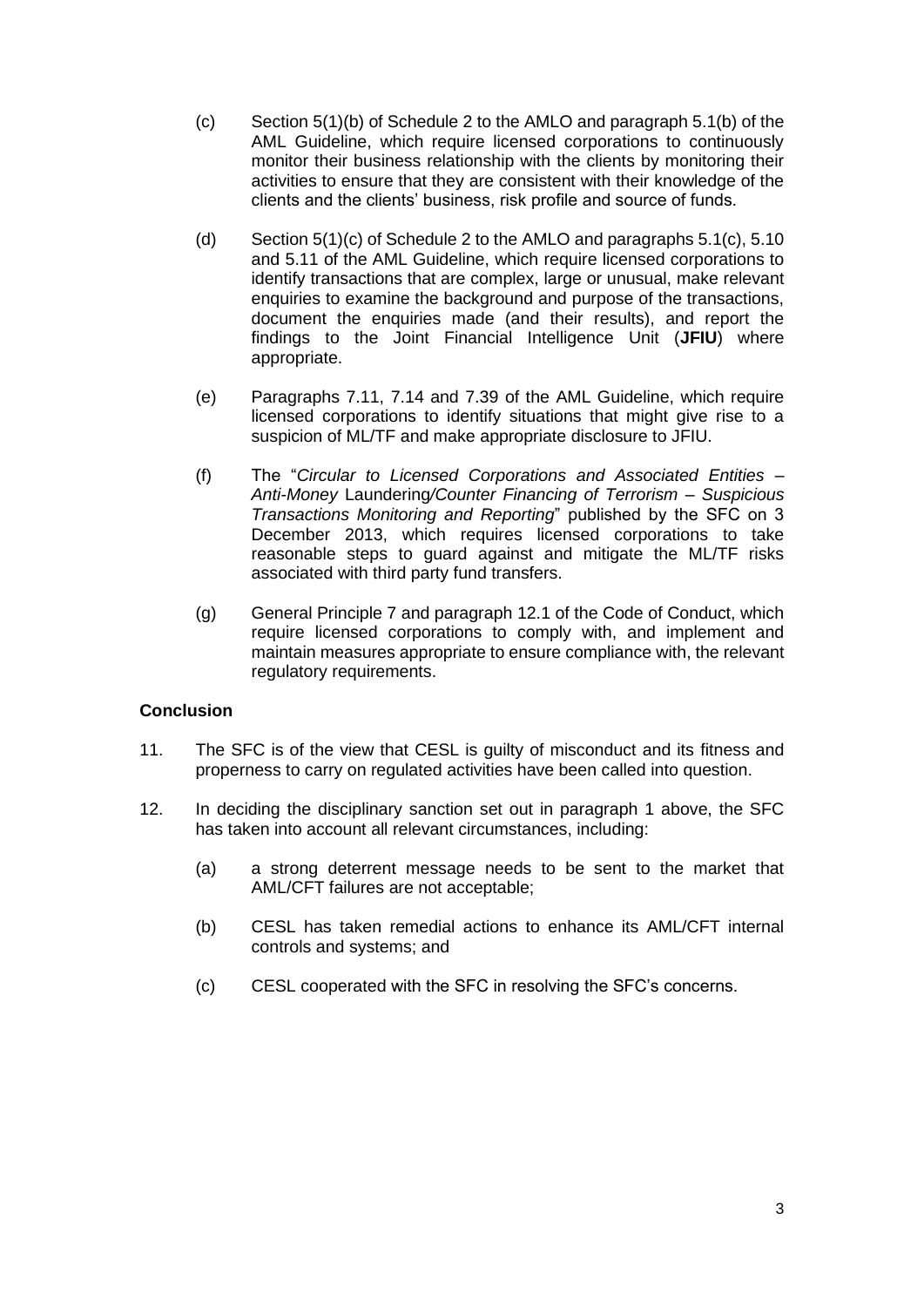(c) Section 5(1)(b) of Schedule 2 to the AMLO and paragraph 5.1(b) of the AML Guideline, which require licensed corporations to continuously monitor their business relationship with the clients by monitoring their activities to ensure that they are consistent with their knowledge of the clients and the clients' business, risk profile and source of funds.

(d) Section 5(1)(c) of Schedule 2 to the AMLO and paragraphs 5.1(c), 5.10 and 5.11 of the AML Guideline, which require licensed corporations to identify transactions that are complex, large or unusual, make relevant enquiries to examine the background and purpose of the transactions, document the enquiries made (and their results), and report the findings to the Joint Financial Intelligence Unit (**JFIU**) where appropriate.

(e) Paragraphs 7.11, 7.14 and 7.39 of the AML Guideline, which require licensed corporations to identify situations that might give rise to a suspicion of ML/TF and make appropriate disclosure to JFIU.

(f) The "*Circular to Licensed Corporations and Associated Entities – Anti-Money* Laundering*/Counter Financing of Terrorism – Suspicious Transactions Monitoring and Reporting*" published by the SFC on 3 December 2013, which requires licensed corporations to take reasonable steps to guard against and mitigate the ML/TF risks associated with third party fund transfers.

(g) General Principle 7 and paragraph 12.1 of the Code of Conduct, which require licensed corporations to comply with, and implement and maintain measures appropriate to ensure compliance with, the relevant regulatory requirements.

**Conclusion**

11. The SFC is of the view that CESL is guilty of misconduct and its fitness and properness to carry on regulated activities have been called into question.

12. In deciding the disciplinary sanction set out in paragraph 1 above, the SFC has taken into account all relevant circumstances, including:

(a) a strong deterrent message needs to be sent to the market that AML/CFT failures are not acceptable;

(b) CESL has taken remedial actions to enhance its AML/CFT internal controls and systems; and

(c) CESL cooperated with the SFC in resolving the SFC's concerns.